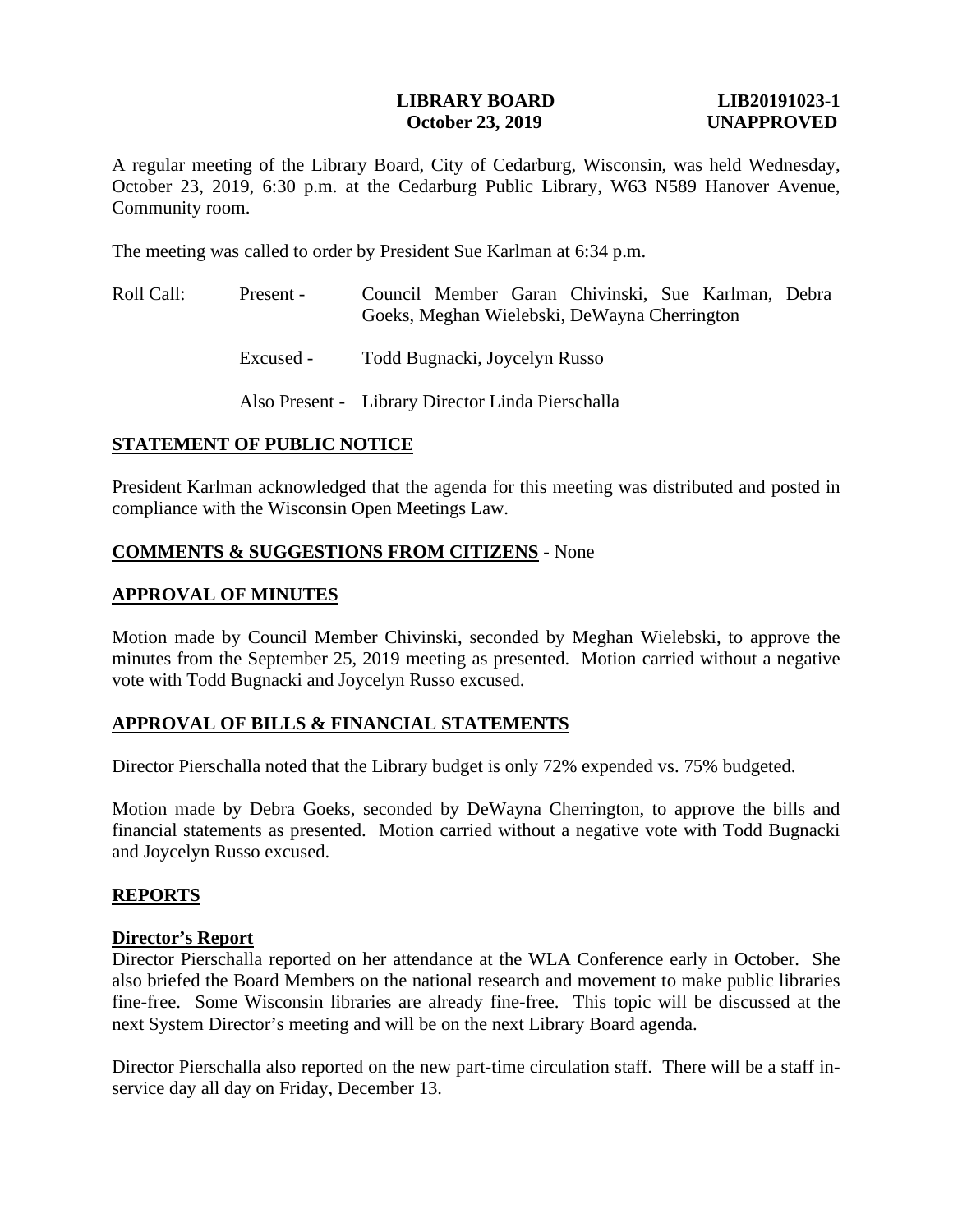**LIBRARY BOARD** **LIB20191023-1**
**October 23, 2019** **UNAPPROVED**

A regular meeting of the Library Board, City of Cedarburg, Wisconsin, was held Wednesday, October 23, 2019, 6:30 p.m. at the Cedarburg Public Library, W63 N589 Hanover Avenue, Community room.

The meeting was called to order by President Sue Karlman at 6:34 p.m.

Roll Call: Present - Council Member Garan Chivinski, Sue Karlman, Debra Goeks, Meghan Wielebski, DeWayna Cherrington

Excused - Todd Bugnacki, Joycelyn Russo

Also Present - Library Director Linda Pierschalla

## STATEMENT OF PUBLIC NOTICE

President Karlman acknowledged that the agenda for this meeting was distributed and posted in compliance with the Wisconsin Open Meetings Law.

## COMMENTS & SUGGESTIONS FROM CITIZENS - None

## APPROVAL OF MINUTES

Motion made by Council Member Chivinski, seconded by Meghan Wielebski, to approve the minutes from the September 25, 2019 meeting as presented. Motion carried without a negative vote with Todd Bugnacki and Joycelyn Russo excused.

## APPROVAL OF BILLS & FINANCIAL STATEMENTS

Director Pierschalla noted that the Library budget is only 72% expended vs. 75% budgeted.

Motion made by Debra Goeks, seconded by DeWayna Cherrington, to approve the bills and financial statements as presented. Motion carried without a negative vote with Todd Bugnacki and Joycelyn Russo excused.

## REPORTS

### Director's Report

Director Pierschalla reported on her attendance at the WLA Conference early in October. She also briefed the Board Members on the national research and movement to make public libraries fine-free. Some Wisconsin libraries are already fine-free. This topic will be discussed at the next System Director's meeting and will be on the next Library Board agenda.

Director Pierschalla also reported on the new part-time circulation staff. There will be a staff in-service day all day on Friday, December 13.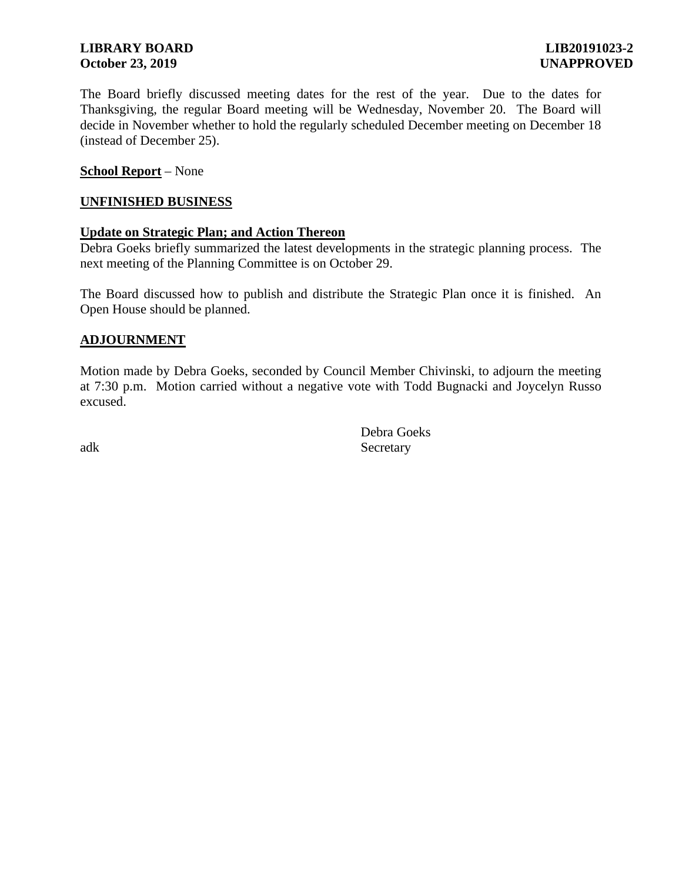The Board briefly discussed meeting dates for the rest of the year. Due to the dates for Thanksgiving, the regular Board meeting will be Wednesday, November 20. The Board will decide in November whether to hold the regularly scheduled December meeting on December 18 (instead of December 25).

**School Report** – None

## UNFINISHED BUSINESS

### Update on Strategic Plan; and Action Thereon

Debra Goeks briefly summarized the latest developments in the strategic planning process. The next meeting of the Planning Committee is on October 29.

The Board discussed how to publish and distribute the Strategic Plan once it is finished. An Open House should be planned.

## ADJOURNMENT

Motion made by Debra Goeks, seconded by Council Member Chivinski, to adjourn the meeting at 7:30 p.m. Motion carried without a negative vote with Todd Bugnacki and Joycelyn Russo excused.

Debra Goeks
Secretary

adk